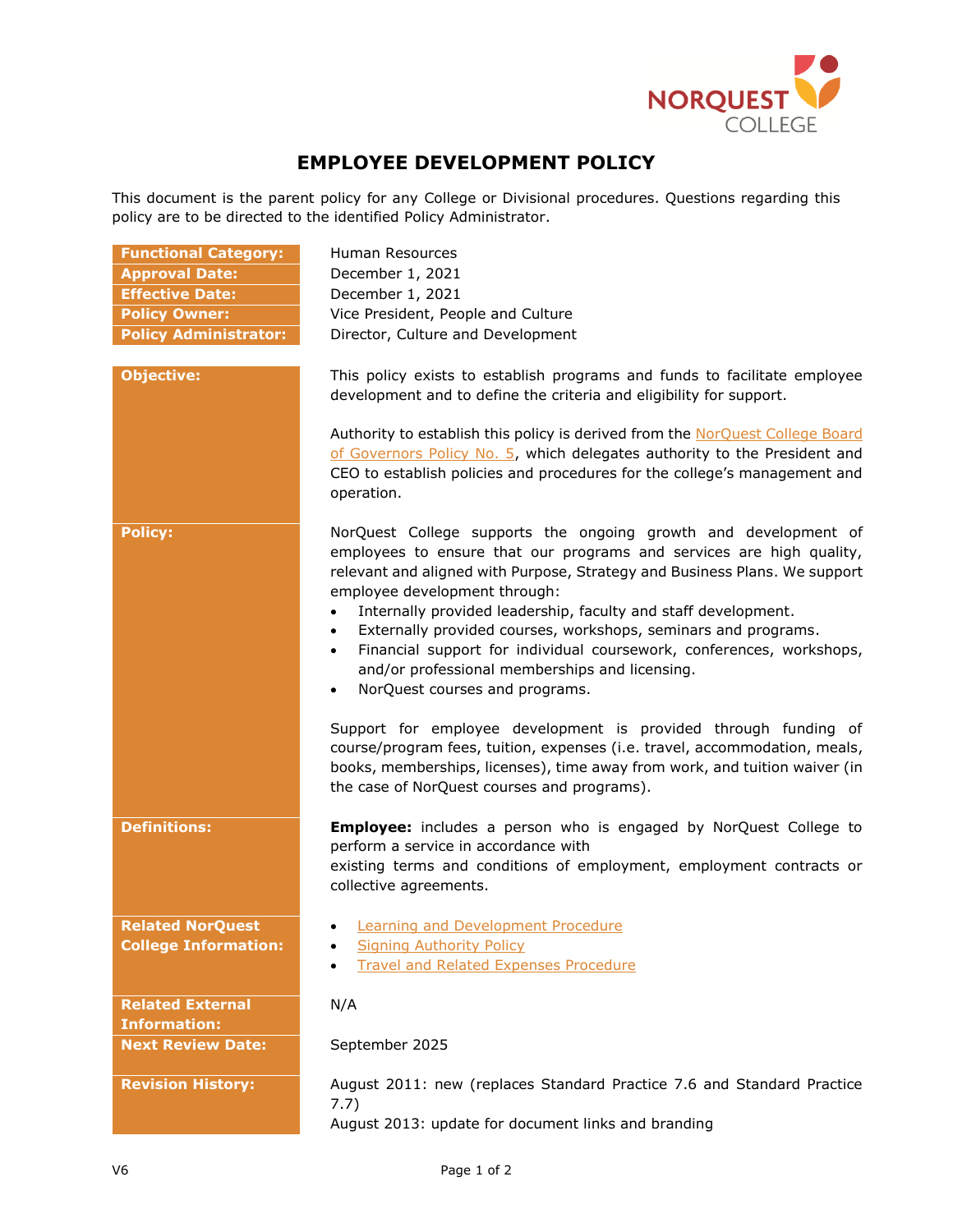# EMPLOYEE DEVELOPMENT POLICY

This document is the parent policy for any College or Divisional procedures. Questions regarding this policy are to be directed to the identified Policy Administrator.

| | |
|---|---|
| **Functional Category:** | Human Resources |
| **Approval Date:** | December 1, 2021 |
| **Effective Date:** | December 1, 2021 |
| **Policy Owner:** | Vice President, People and Culture |
| **Policy Administrator:** | Director, Culture and Development |

**Objective:**

This policy exists to establish programs and funds to facilitate employee development and to define the criteria and eligibility for support.

Authority to establish this policy is derived from the NorQuest College Board of Governors Policy No. 5, which delegates authority to the President and CEO to establish policies and procedures for the college's management and operation.

**Policy:**

NorQuest College supports the ongoing growth and development of employees to ensure that our programs and services are high quality, relevant and aligned with Purpose, Strategy and Business Plans. We support employee development through:

- Internally provided leadership, faculty and staff development.
- Externally provided courses, workshops, seminars and programs.
- Financial support for individual coursework, conferences, workshops, and/or professional memberships and licensing.
- NorQuest courses and programs.

Support for employee development is provided through funding of course/program fees, tuition, expenses (i.e. travel, accommodation, meals, books, memberships, licenses), time away from work, and tuition waiver (in the case of NorQuest courses and programs).

**Definitions:**

**Employee:** includes a person who is engaged by NorQuest College to perform a service in accordance with existing terms and conditions of employment, employment contracts or collective agreements.

**Related NorQuest College Information:**

- Learning and Development Procedure
- Signing Authority Policy
- Travel and Related Expenses Procedure

**Related External Information:**

N/A

**Next Review Date:**

September 2025

**Revision History:**

August 2011: new (replaces Standard Practice 7.6 and Standard Practice 7.7)
August 2013: update for document links and branding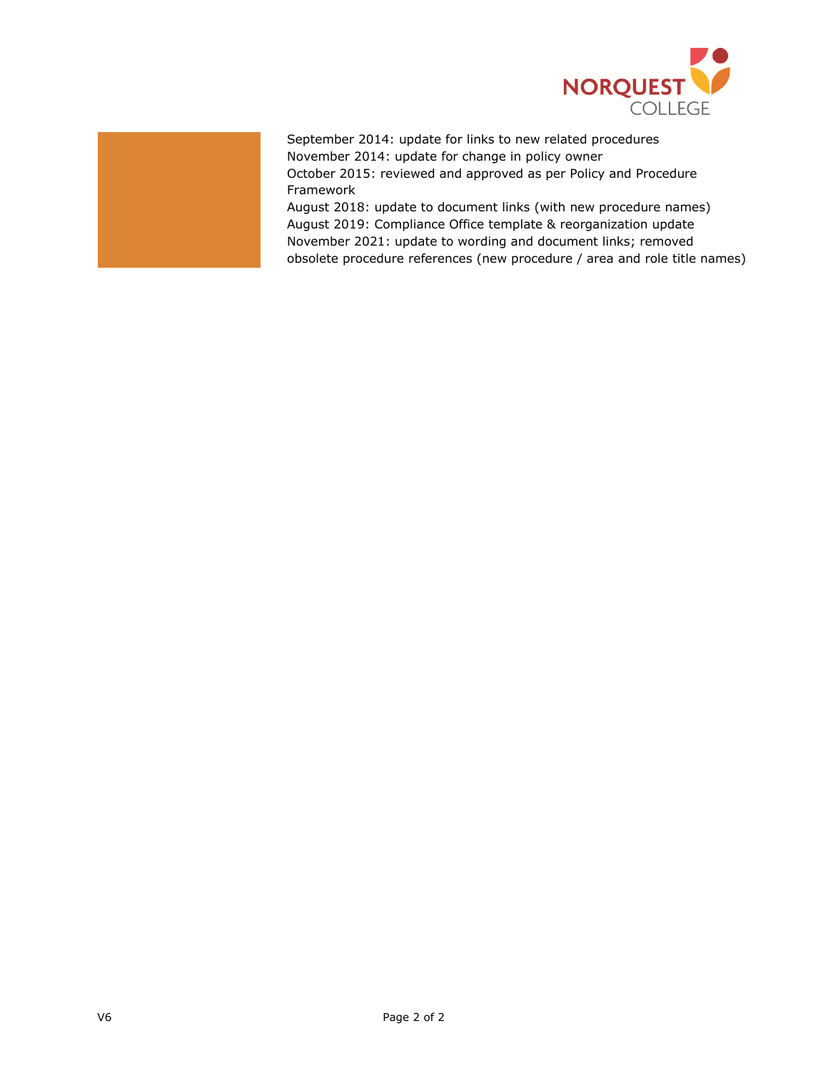September 2014: update for links to new related procedures
November 2014: update for change in policy owner
October 2015: reviewed and approved as per Policy and Procedure Framework
August 2018: update to document links (with new procedure names)
August 2019: Compliance Office template & reorganization update
November 2021: update to wording and document links; removed obsolete procedure references (new procedure / area and role title names)